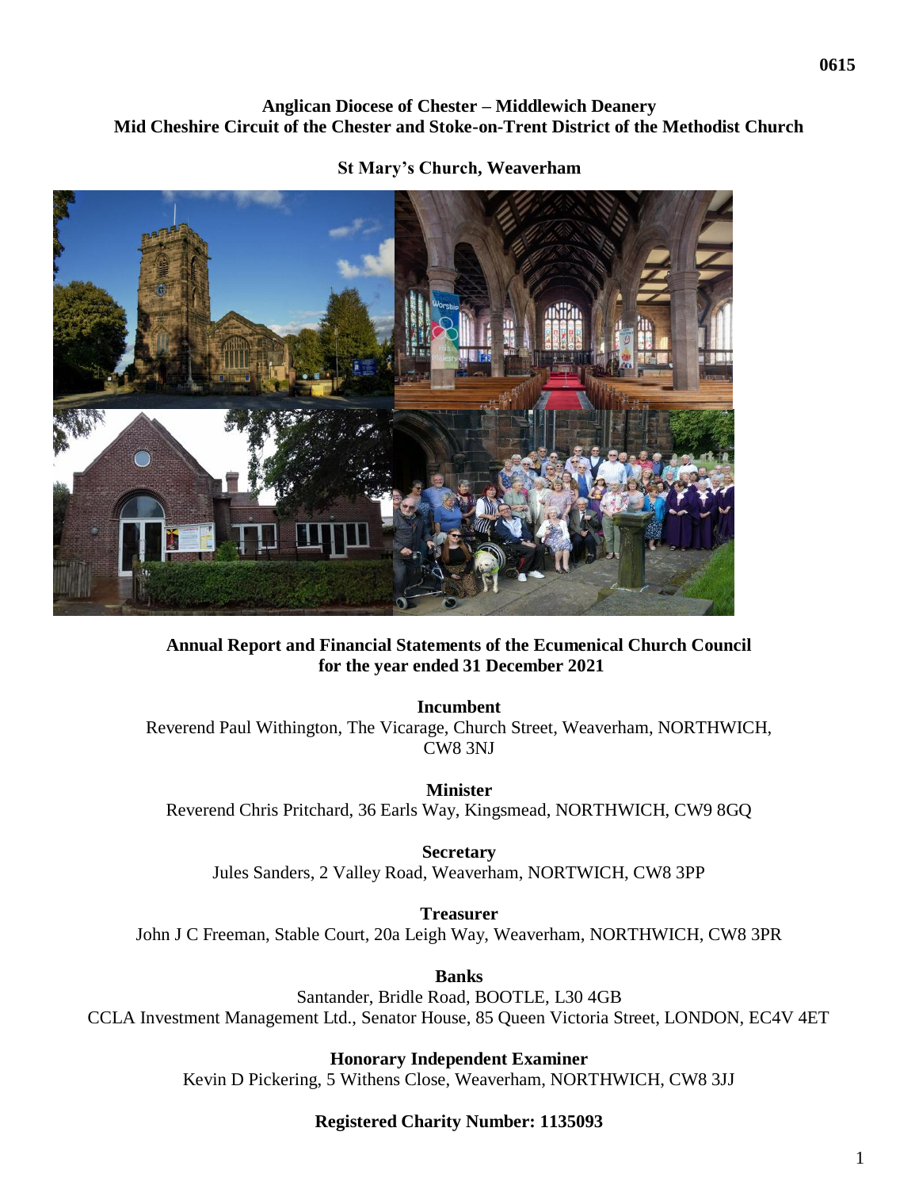0615

**Anglican Diocese of Chester – Middlewich Deanery**
**Mid Cheshire Circuit of the Chester and Stoke-on-Trent District of the Methodist Church**

**St Mary's Church, Weaverham**

# Annual Report and Financial Statements of the Ecumenical Church Council for the year ended 31 December 2021

**Incumbent**
Reverend Paul Withington, The Vicarage, Church Street, Weaverham, NORTHWICH, CW8 3NJ

**Minister**
Reverend Chris Pritchard, 36 Earls Way, Kingsmead, NORTHWICH, CW9 8GQ

**Secretary**
Jules Sanders, 2 Valley Road, Weaverham, NORTWICH, CW8 3PP

**Treasurer**
John J C Freeman, Stable Court, 20a Leigh Way, Weaverham, NORTHWICH, CW8 3PR

**Banks**
Santander, Bridle Road, BOOTLE, L30 4GB
CCLA Investment Management Ltd., Senator House, 85 Queen Victoria Street, LONDON, EC4V 4ET

**Honorary Independent Examiner**
Kevin D Pickering, 5 Withens Close, Weaverham, NORTHWICH, CW8 3JJ

**Registered Charity Number: 1135093**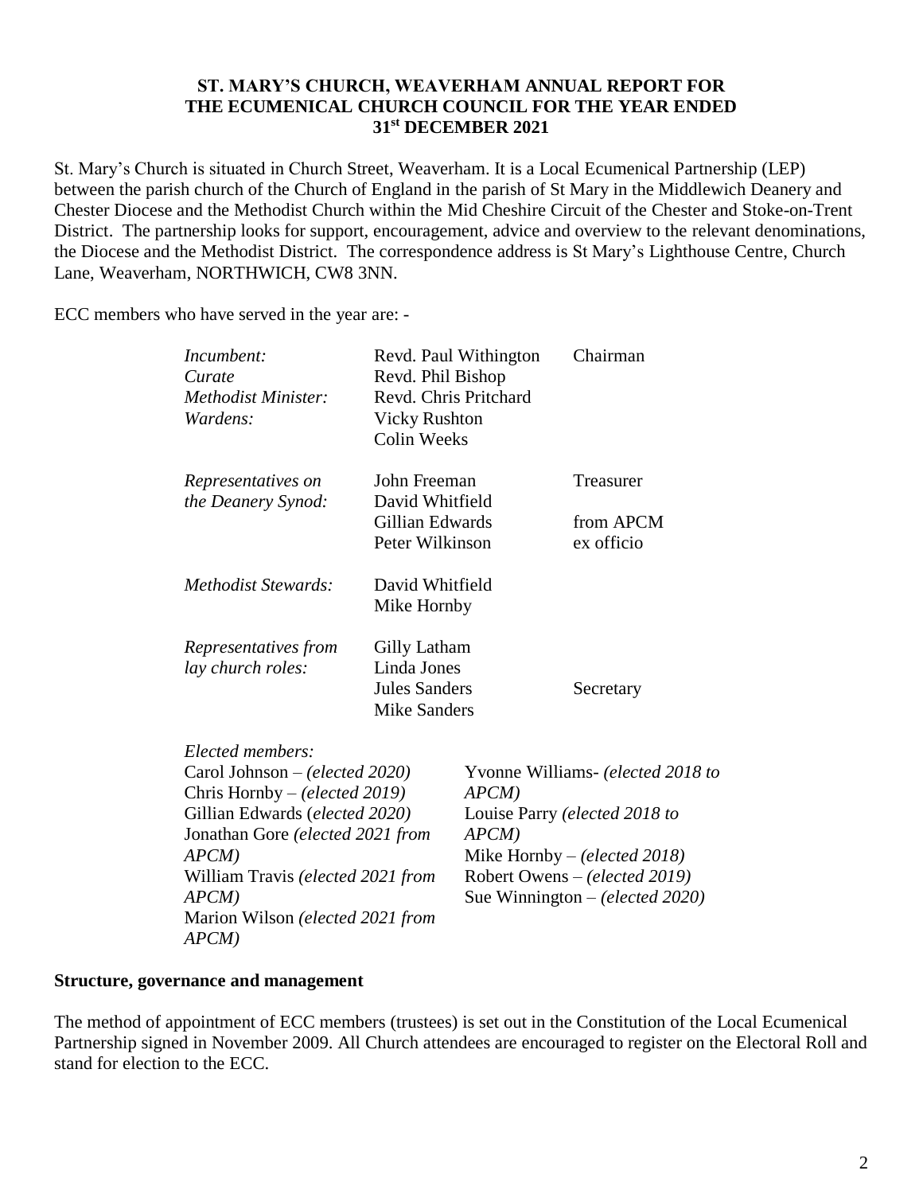# ST. MARY'S CHURCH, WEAVERHAM ANNUAL REPORT FOR THE ECUMENICAL CHURCH COUNCIL FOR THE YEAR ENDED 31st DECEMBER 2021

St. Mary's Church is situated in Church Street, Weaverham. It is a Local Ecumenical Partnership (LEP) between the parish church of the Church of England in the parish of St Mary in the Middlewich Deanery and Chester Diocese and the Methodist Church within the Mid Cheshire Circuit of the Chester and Stoke-on-Trent District. The partnership looks for support, encouragement, advice and overview to the relevant denominations, the Diocese and the Methodist District. The correspondence address is St Mary's Lighthouse Centre, Church Lane, Weaverham, NORTHWICH, CW8 3NN.

ECC members who have served in the year are: -

| | | |
|---|---|---|
| *Incumbent:* | Revd. Paul Withington | Chairman |
| *Curate* | Revd. Phil Bishop | |
| *Methodist Minister:* | Revd. Chris Pritchard | |
| *Wardens:* | Vicky Rushton | |
| | Colin Weeks | |
| *Representatives on the Deanery Synod:* | John Freeman | Treasurer |
| | David Whitfield | |
| | Gillian Edwards | from APCM |
| | Peter Wilkinson | ex officio |
| *Methodist Stewards:* | David Whitfield | |
| | Mike Hornby | |
| *Representatives from lay church roles:* | Gilly Latham | |
| | Linda Jones | |
| | Jules Sanders | Secretary |
| | Mike Sanders | |

*Elected members:*

- Carol Johnson – *(elected 2020)*
- Chris Hornby – *(elected 2019)*
- Gillian Edwards (*elected 2020)*
- Jonathan Gore *(elected 2021 from APCM)*
- William Travis *(elected 2021 from APCM)*
- Marion Wilson *(elected 2021 from APCM)*
- Yvonne Williams- *(elected 2018 to APCM)*
- Louise Parry *(elected 2018 to APCM)*
- Mike Hornby – *(elected 2018)*
- Robert Owens – *(elected 2019)*
- Sue Winnington – *(elected 2020)*

**Structure, governance and management**

The method of appointment of ECC members (trustees) is set out in the Constitution of the Local Ecumenical Partnership signed in November 2009. All Church attendees are encouraged to register on the Electoral Roll and stand for election to the ECC.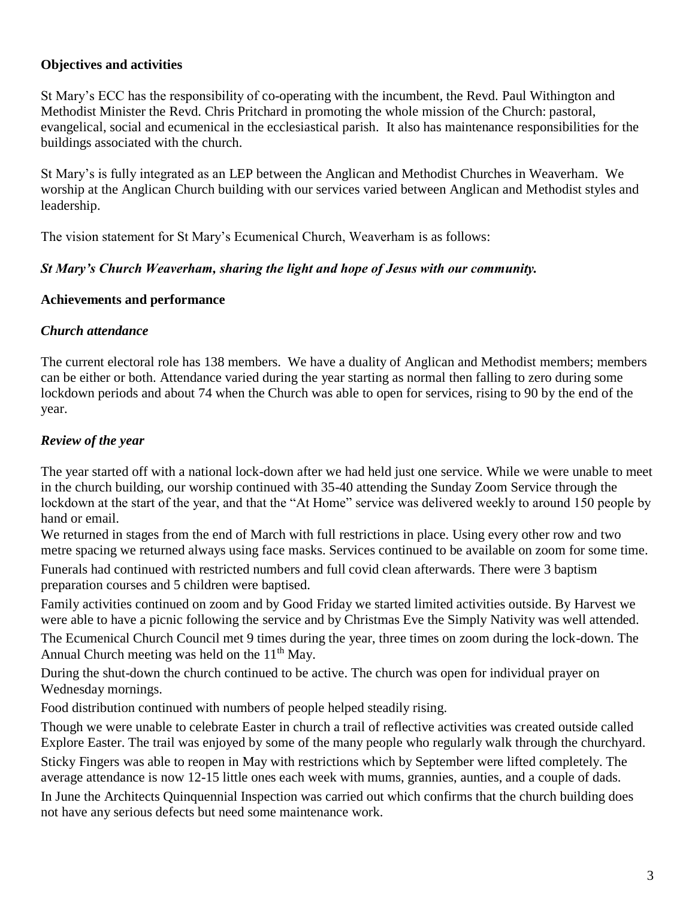**Objectives and activities**

St Mary's ECC has the responsibility of co-operating with the incumbent, the Revd. Paul Withington and Methodist Minister the Revd. Chris Pritchard in promoting the whole mission of the Church: pastoral, evangelical, social and ecumenical in the ecclesiastical parish. It also has maintenance responsibilities for the buildings associated with the church.

St Mary's is fully integrated as an LEP between the Anglican and Methodist Churches in Weaverham. We worship at the Anglican Church building with our services varied between Anglican and Methodist styles and leadership.

The vision statement for St Mary's Ecumenical Church, Weaverham is as follows:

***St Mary's Church Weaverham, sharing the light and hope of Jesus with our community.***

**Achievements and performance**

***Church attendance***

The current electoral role has 138 members. We have a duality of Anglican and Methodist members; members can be either or both. Attendance varied during the year starting as normal then falling to zero during some lockdown periods and about 74 when the Church was able to open for services, rising to 90 by the end of the year.

***Review of the year***

The year started off with a national lock-down after we had held just one service. While we were unable to meet in the church building, our worship continued with 35-40 attending the Sunday Zoom Service through the lockdown at the start of the year, and that the "At Home" service was delivered weekly to around 150 people by hand or email.

We returned in stages from the end of March with full restrictions in place. Using every other row and two metre spacing we returned always using face masks. Services continued to be available on zoom for some time.

Funerals had continued with restricted numbers and full covid clean afterwards. There were 3 baptism preparation courses and 5 children were baptised.

Family activities continued on zoom and by Good Friday we started limited activities outside. By Harvest we were able to have a picnic following the service and by Christmas Eve the Simply Nativity was well attended.

The Ecumenical Church Council met 9 times during the year, three times on zoom during the lock-down. The Annual Church meeting was held on the 11th May.

During the shut-down the church continued to be active. The church was open for individual prayer on Wednesday mornings.

Food distribution continued with numbers of people helped steadily rising.

Though we were unable to celebrate Easter in church a trail of reflective activities was created outside called Explore Easter. The trail was enjoyed by some of the many people who regularly walk through the churchyard.

Sticky Fingers was able to reopen in May with restrictions which by September were lifted completely. The average attendance is now 12-15 little ones each week with mums, grannies, aunties, and a couple of dads.

In June the Architects Quinquennial Inspection was carried out which confirms that the church building does not have any serious defects but need some maintenance work.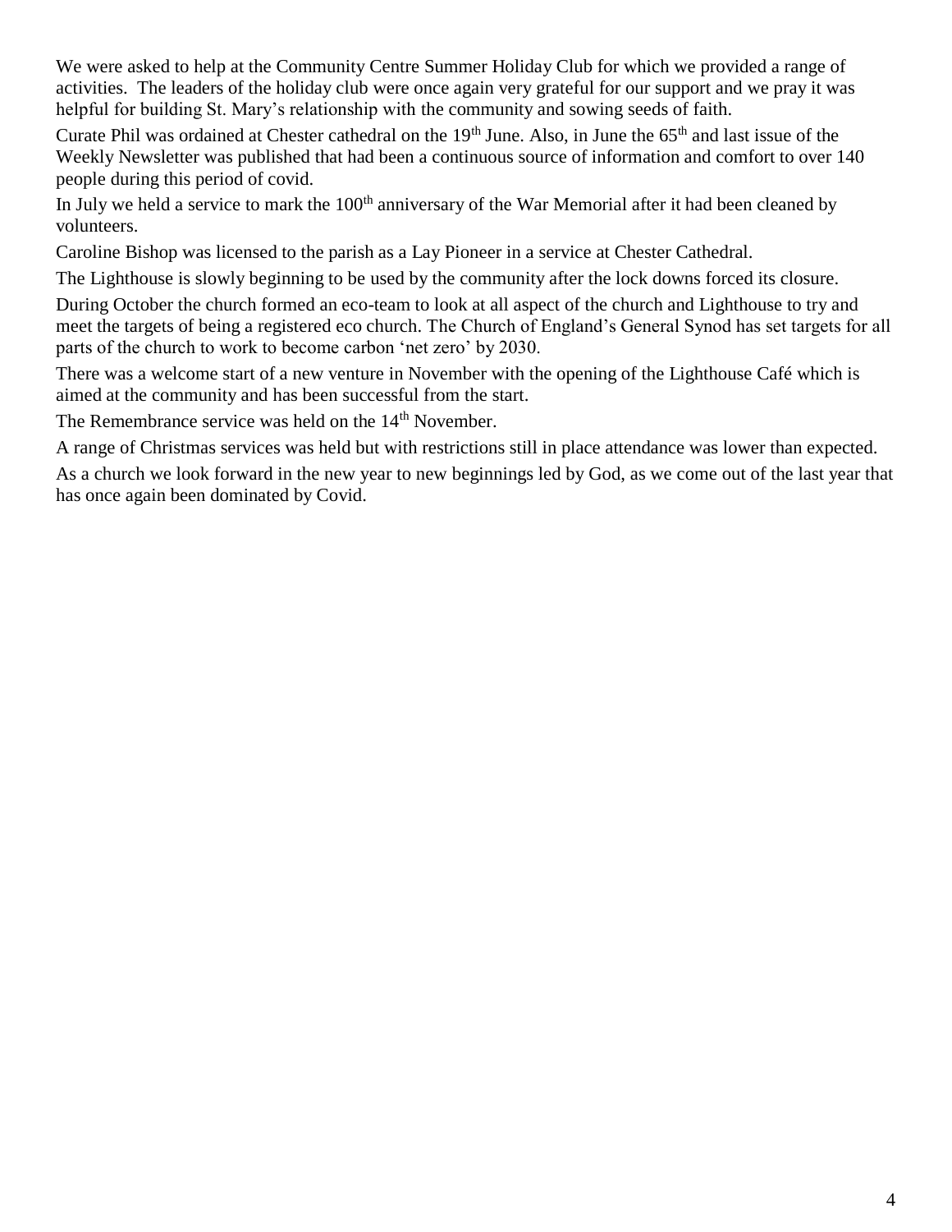We were asked to help at the Community Centre Summer Holiday Club for which we provided a range of activities. The leaders of the holiday club were once again very grateful for our support and we pray it was helpful for building St. Mary's relationship with the community and sowing seeds of faith.

Curate Phil was ordained at Chester cathedral on the 19th June. Also, in June the 65th and last issue of the Weekly Newsletter was published that had been a continuous source of information and comfort to over 140 people during this period of covid.

In July we held a service to mark the 100th anniversary of the War Memorial after it had been cleaned by volunteers.

Caroline Bishop was licensed to the parish as a Lay Pioneer in a service at Chester Cathedral.

The Lighthouse is slowly beginning to be used by the community after the lock downs forced its closure.

During October the church formed an eco-team to look at all aspect of the church and Lighthouse to try and meet the targets of being a registered eco church. The Church of England's General Synod has set targets for all parts of the church to work to become carbon 'net zero' by 2030.

There was a welcome start of a new venture in November with the opening of the Lighthouse Café which is aimed at the community and has been successful from the start.

The Remembrance service was held on the 14th November.

A range of Christmas services was held but with restrictions still in place attendance was lower than expected.

As a church we look forward in the new year to new beginnings led by God, as we come out of the last year that has once again been dominated by Covid.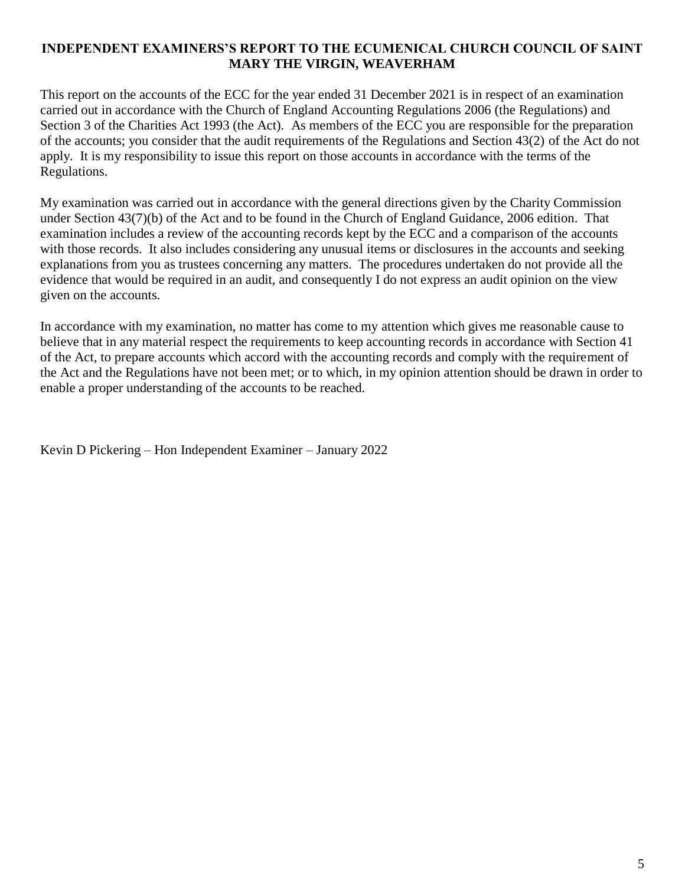## INDEPENDENT EXAMINERS'S REPORT TO THE ECUMENICAL CHURCH COUNCIL OF SAINT MARY THE VIRGIN, WEAVERHAM

This report on the accounts of the ECC for the year ended 31 December 2021 is in respect of an examination carried out in accordance with the Church of England Accounting Regulations 2006 (the Regulations) and Section 3 of the Charities Act 1993 (the Act). As members of the ECC you are responsible for the preparation of the accounts; you consider that the audit requirements of the Regulations and Section 43(2) of the Act do not apply. It is my responsibility to issue this report on those accounts in accordance with the terms of the Regulations.

My examination was carried out in accordance with the general directions given by the Charity Commission under Section 43(7)(b) of the Act and to be found in the Church of England Guidance, 2006 edition. That examination includes a review of the accounting records kept by the ECC and a comparison of the accounts with those records. It also includes considering any unusual items or disclosures in the accounts and seeking explanations from you as trustees concerning any matters. The procedures undertaken do not provide all the evidence that would be required in an audit, and consequently I do not express an audit opinion on the view given on the accounts.

In accordance with my examination, no matter has come to my attention which gives me reasonable cause to believe that in any material respect the requirements to keep accounting records in accordance with Section 41 of the Act, to prepare accounts which accord with the accounting records and comply with the requirement of the Act and the Regulations have not been met; or to which, in my opinion attention should be drawn in order to enable a proper understanding of the accounts to be reached.

Kevin D Pickering – Hon Independent Examiner – January 2022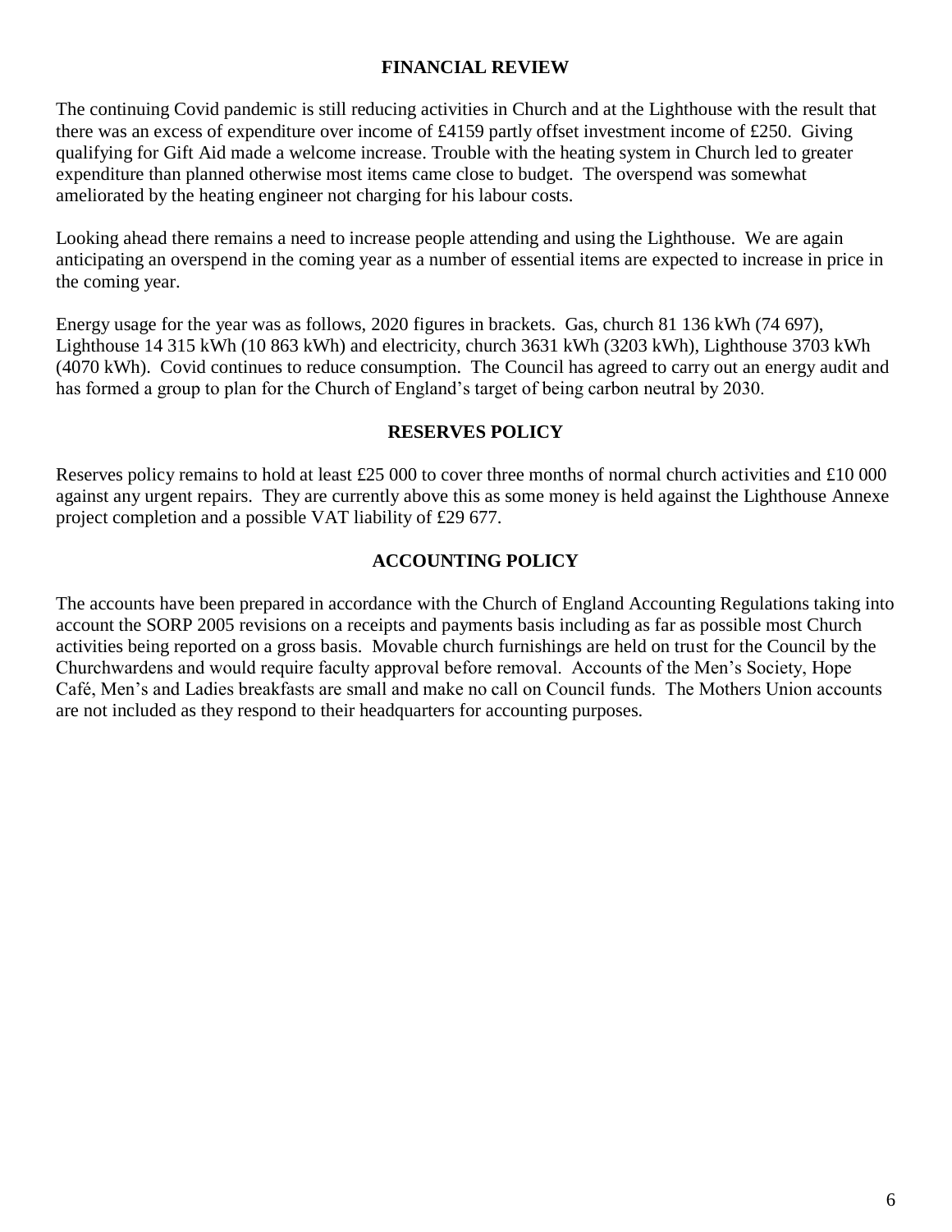## FINANCIAL REVIEW

The continuing Covid pandemic is still reducing activities in Church and at the Lighthouse with the result that there was an excess of expenditure over income of £4159 partly offset investment income of £250. Giving qualifying for Gift Aid made a welcome increase. Trouble with the heating system in Church led to greater expenditure than planned otherwise most items came close to budget. The overspend was somewhat ameliorated by the heating engineer not charging for his labour costs.

Looking ahead there remains a need to increase people attending and using the Lighthouse. We are again anticipating an overspend in the coming year as a number of essential items are expected to increase in price in the coming year.

Energy usage for the year was as follows, 2020 figures in brackets. Gas, church 81 136 kWh (74 697), Lighthouse 14 315 kWh (10 863 kWh) and electricity, church 3631 kWh (3203 kWh), Lighthouse 3703 kWh (4070 kWh). Covid continues to reduce consumption. The Council has agreed to carry out an energy audit and has formed a group to plan for the Church of England's target of being carbon neutral by 2030.

## RESERVES POLICY

Reserves policy remains to hold at least £25 000 to cover three months of normal church activities and £10 000 against any urgent repairs. They are currently above this as some money is held against the Lighthouse Annexe project completion and a possible VAT liability of £29 677.

## ACCOUNTING POLICY

The accounts have been prepared in accordance with the Church of England Accounting Regulations taking into account the SORP 2005 revisions on a receipts and payments basis including as far as possible most Church activities being reported on a gross basis. Movable church furnishings are held on trust for the Council by the Churchwardens and would require faculty approval before removal. Accounts of the Men's Society, Hope Café, Men's and Ladies breakfasts are small and make no call on Council funds. The Mothers Union accounts are not included as they respond to their headquarters for accounting purposes.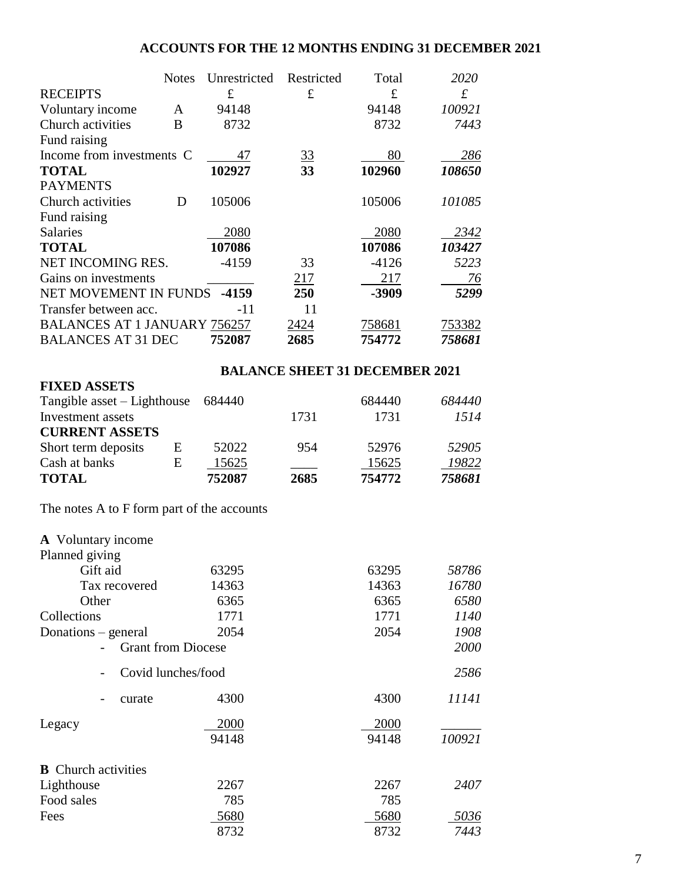## ACCOUNTS FOR THE 12 MONTHS ENDING 31 DECEMBER 2021

| | Notes | Unrestricted | Restricted | Total | *2020* |
|---|---|---|---|---|---|
| RECEIPTS | | £ | £ | £ | £ |
| Voluntary income | A | 94148 | | 94148 | *100921* |
| Church activities | B | 8732 | | 8732 | *7443* |
| Fund raising | | | | | |
| Income from investments | C | 47 | 33 | 80 | *286* |
| **TOTAL** | | **102927** | **33** | **102960** | ***108650*** |
| PAYMENTS | | | | | |
| Church activities | D | 105006 | | 105006 | *101085* |
| Fund raising | | | | | |
| Salaries | | 2080 | | 2080 | *2342* |
| **TOTAL** | | **107086** | | **107086** | ***103427*** |
| NET INCOMING RES. | | -4159 | 33 | -4126 | *5223* |
| Gains on investments | | | 217 | 217 | *76* |
| NET MOVEMENT IN FUNDS | | **-4159** | **250** | **-3909** | ***5299*** |
| Transfer between acc. | | -11 | 11 | | |
| BALANCES AT 1 JANUARY | | 756257 | 2424 | 758681 | 753382 |
| BALANCES AT 31 DEC | | **752087** | **2685** | **754772** | ***758681*** |

## BALANCE SHEET 31 DECEMBER 2021

| | Notes | Unrestricted | Restricted | Total | *2020* |
|---|---|---|---|---|---|
| **FIXED ASSETS** | | | | | |
| Tangible asset – Lighthouse | | 684440 | | 684440 | *684440* |
| Investment assets | | | 1731 | 1731 | *1514* |
| **CURRENT ASSETS** | | | | | |
| Short term deposits | E | 52022 | 954 | 52976 | *52905* |
| Cash at banks | E | 15625 | | 15625 | *19822* |
| **TOTAL** | | **752087** | **2685** | **754772** | ***758681*** |

The notes A to F form part of the accounts

**A** Voluntary income

| | Unrestricted | Total | *2020* |
|---|---|---|---|
| Planned giving | | | |
| Gift aid | 63295 | 63295 | *58786* |
| Tax recovered | 14363 | 14363 | *16780* |
| Other | 6365 | 6365 | *6580* |
| Collections | 1771 | 1771 | *1140* |
| Donations – general | 2054 | 2054 | *1908* |
| - Grant from Diocese | | | *2000* |
| - Covid lunches/food | | | *2586* |
| - curate | 4300 | 4300 | *11141* |
| Legacy | 2000 | 2000 | |
| | 94148 | 94148 | *100921* |

**B** Church activities

| | Unrestricted | Total | *2020* |
|---|---|---|---|
| Lighthouse | 2267 | 2267 | *2407* |
| Food sales | 785 | 785 | |
| Fees | 5680 | 5680 | *5036* |
| | 8732 | 8732 | *7443* |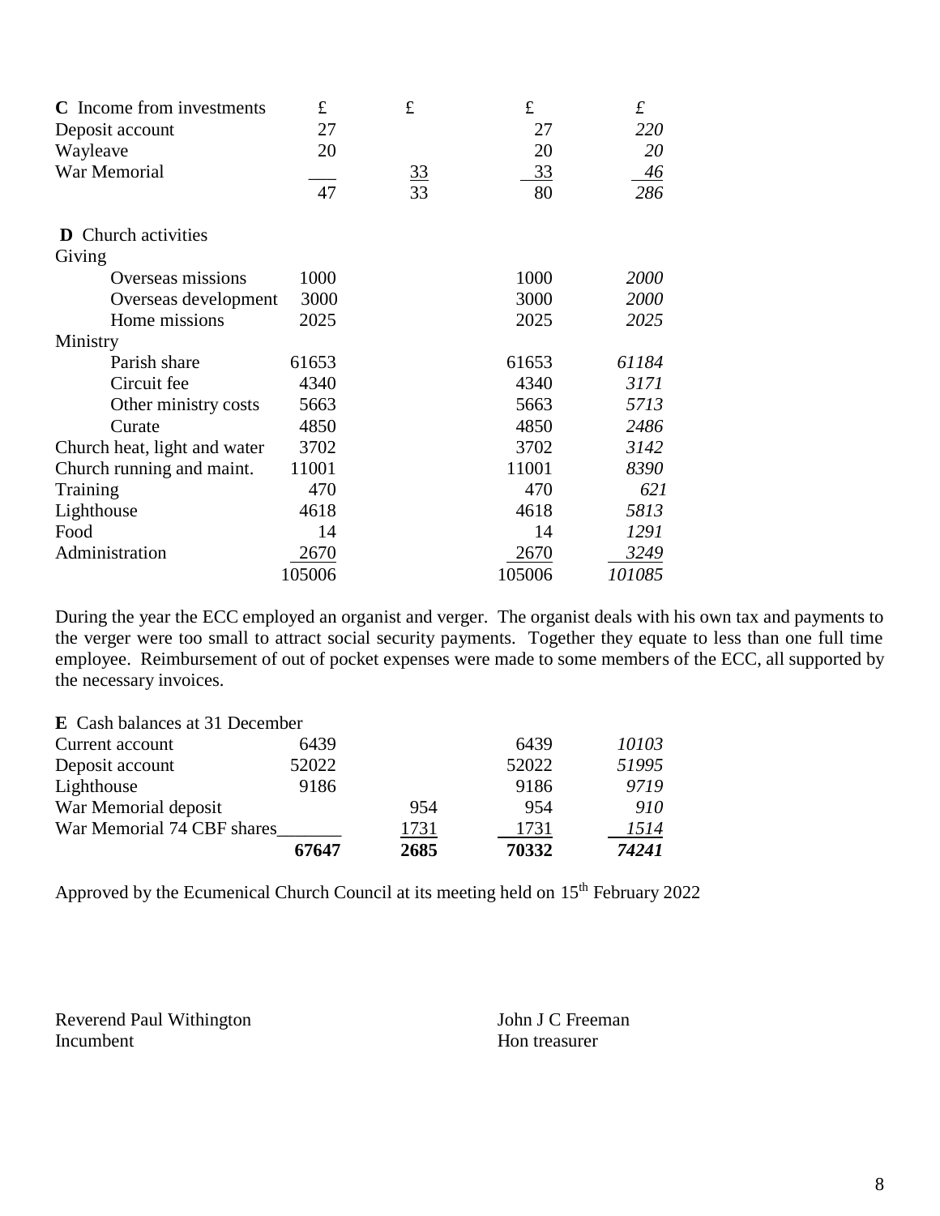| **C** Income from investments | £ | £ | £ | £ |
|---|---|---|---|---|
| Deposit account | 27 | | 27 | *220* |
| Wayleave | 20 | | 20 | *20* |
| War Memorial | | 33 | 33 | *46* |
| | 47 | 33 | 80 | *286* |

| **D** Church activities | | | | |
|---|---|---|---|---|
| Giving | | | | |
| Overseas missions | 1000 | | 1000 | *2000* |
| Overseas development | 3000 | | 3000 | *2000* |
| Home missions | 2025 | | 2025 | *2025* |
| Ministry | | | | |
| Parish share | 61653 | | 61653 | *61184* |
| Circuit fee | 4340 | | 4340 | *3171* |
| Other ministry costs | 5663 | | 5663 | *5713* |
| Curate | 4850 | | 4850 | *2486* |
| Church heat, light and water | 3702 | | 3702 | *3142* |
| Church running and maint. | 11001 | | 11001 | *8390* |
| Training | 470 | | 470 | *621* |
| Lighthouse | 4618 | | 4618 | *5813* |
| Food | 14 | | 14 | *1291* |
| Administration | 2670 | | 2670 | *3249* |
| | 105006 | | 105006 | *101085* |

During the year the ECC employed an organist and verger. The organist deals with his own tax and payments to the verger were too small to attract social security payments. Together they equate to less than one full time employee. Reimbursement of out of pocket expenses were made to some members of the ECC, all supported by the necessary invoices.

| **E** Cash balances at 31 December | | | | |
|---|---|---|---|---|
| Current account | 6439 | | 6439 | *10103* |
| Deposit account | 52022 | | 52022 | *51995* |
| Lighthouse | 9186 | | 9186 | *9719* |
| War Memorial deposit | | 954 | 954 | *910* |
| War Memorial 74 CBF shares | | 1731 | 1731 | *1514* |
| | **67647** | **2685** | **70332** | ***74241*** |

Approved by the Ecumenical Church Council at its meeting held on 15th February 2022

Reverend Paul Withington
Incumbent

John J C Freeman
Hon treasurer